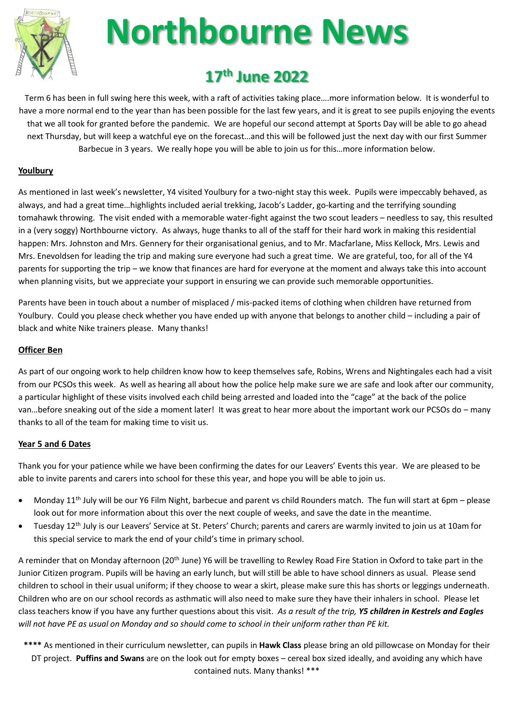# Northbourne News

## 17th June 2022

Term 6 has been in full swing here this week, with a raft of activities taking place….more information below. It is wonderful to have a more normal end to the year than has been possible for the last few years, and it is great to see pupils enjoying the events that we all took for granted before the pandemic. We are hopeful our second attempt at Sports Day will be able to go ahead next Thursday, but will keep a watchful eye on the forecast…and this will be followed just the next day with our first Summer Barbecue in 3 years. We really hope you will be able to join us for this…more information below.

**Youlbury**

As mentioned in last week's newsletter, Y4 visited Youlbury for a two-night stay this week. Pupils were impeccably behaved, as always, and had a great time…highlights included aerial trekking, Jacob's Ladder, go-karting and the terrifying sounding tomahawk throwing. The visit ended with a memorable water-fight against the two scout leaders – needless to say, this resulted in a (very soggy) Northbourne victory. As always, huge thanks to all of the staff for their hard work in making this residential happen: Mrs. Johnston and Mrs. Gennery for their organisational genius, and to Mr. Macfarlane, Miss Kellock, Mrs. Lewis and Mrs. Enevoldsen for leading the trip and making sure everyone had such a great time. We are grateful, too, for all of the Y4 parents for supporting the trip – we know that finances are hard for everyone at the moment and always take this into account when planning visits, but we appreciate your support in ensuring we can provide such memorable opportunities.

Parents have been in touch about a number of misplaced / mis-packed items of clothing when children have returned from Youlbury. Could you please check whether you have ended up with anyone that belongs to another child – including a pair of black and white Nike trainers please. Many thanks!

**Officer Ben**

As part of our ongoing work to help children know how to keep themselves safe, Robins, Wrens and Nightingales each had a visit from our PCSOs this week. As well as hearing all about how the police help make sure we are safe and look after our community, a particular highlight of these visits involved each child being arrested and loaded into the "cage" at the back of the police van…before sneaking out of the side a moment later! It was great to hear more about the important work our PCSOs do – many thanks to all of the team for making time to visit us.

**Year 5 and 6 Dates**

Thank you for your patience while we have been confirming the dates for our Leavers' Events this year. We are pleased to be able to invite parents and carers into school for these this year, and hope you will be able to join us.

- Monday 11th July will be our Y6 Film Night, barbecue and parent vs child Rounders match. The fun will start at 6pm – please look out for more information about this over the next couple of weeks, and save the date in the meantime.
- Tuesday 12th July is our Leavers' Service at St. Peters' Church; parents and carers are warmly invited to join us at 10am for this special service to mark the end of your child's time in primary school.

A reminder that on Monday afternoon (20th June) Y6 will be travelling to Rewley Road Fire Station in Oxford to take part in the Junior Citizen program. Pupils will be having an early lunch, but will still be able to have school dinners as usual. Please send children to school in their usual uniform; if they choose to wear a skirt, please make sure this has shorts or leggings underneath. Children who are on our school records as asthmatic will also need to make sure they have their inhalers in school. Please let class teachers know if you have any further questions about this visit. *As a result of the trip, **Y5 children in Kestrels and Eagles** will not have PE as usual on Monday and so should come to school in their uniform rather than PE kit.*

**\*\*\*\*** As mentioned in their curriculum newsletter, can pupils in **Hawk Class** please bring an old pillowcase on Monday for their DT project. **Puffins and Swans** are on the look out for empty boxes – cereal box sized ideally, and avoiding any which have contained nuts. Many thanks! \*\*\*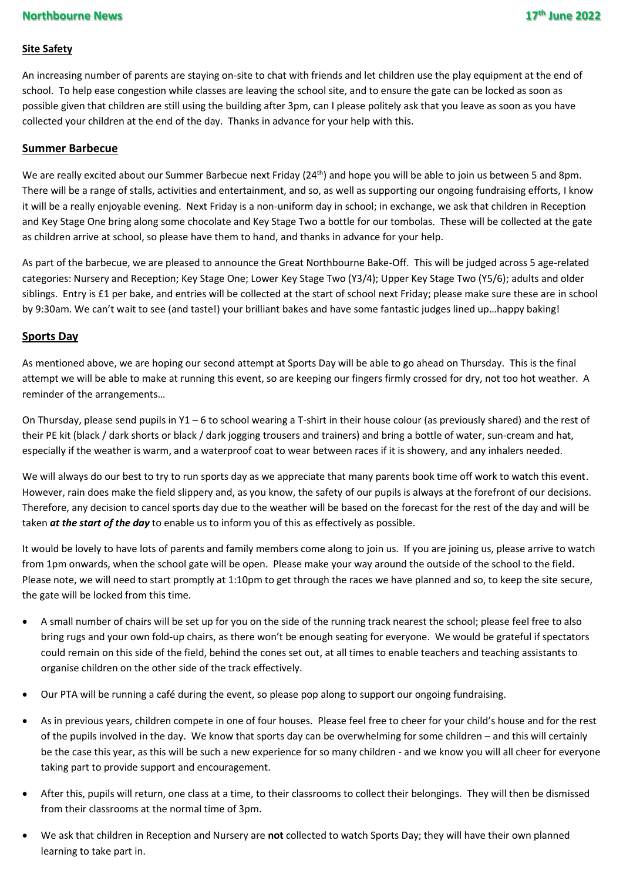## Site Safety

An increasing number of parents are staying on-site to chat with friends and let children use the play equipment at the end of school. To help ease congestion while classes are leaving the school site, and to ensure the gate can be locked as soon as possible given that children are still using the building after 3pm, can I please politely ask that you leave as soon as you have collected your children at the end of the day. Thanks in advance for your help with this.

## Summer Barbecue

We are really excited about our Summer Barbecue next Friday (24th) and hope you will be able to join us between 5 and 8pm. There will be a range of stalls, activities and entertainment, and so, as well as supporting our ongoing fundraising efforts, I know it will be a really enjoyable evening. Next Friday is a non-uniform day in school; in exchange, we ask that children in Reception and Key Stage One bring along some chocolate and Key Stage Two a bottle for our tombolas. These will be collected at the gate as children arrive at school, so please have them to hand, and thanks in advance for your help.

As part of the barbecue, we are pleased to announce the Great Northbourne Bake-Off. This will be judged across 5 age-related categories: Nursery and Reception; Key Stage One; Lower Key Stage Two (Y3/4); Upper Key Stage Two (Y5/6); adults and older siblings. Entry is £1 per bake, and entries will be collected at the start of school next Friday; please make sure these are in school by 9:30am. We can't wait to see (and taste!) your brilliant bakes and have some fantastic judges lined up…happy baking!

## Sports Day

As mentioned above, we are hoping our second attempt at Sports Day will be able to go ahead on Thursday. This is the final attempt we will be able to make at running this event, so are keeping our fingers firmly crossed for dry, not too hot weather. A reminder of the arrangements…

On Thursday, please send pupils in Y1 – 6 to school wearing a T-shirt in their house colour (as previously shared) and the rest of their PE kit (black / dark shorts or black / dark jogging trousers and trainers) and bring a bottle of water, sun-cream and hat, especially if the weather is warm, and a waterproof coat to wear between races if it is showery, and any inhalers needed.

We will always do our best to try to run sports day as we appreciate that many parents book time off work to watch this event. However, rain does make the field slippery and, as you know, the safety of our pupils is always at the forefront of our decisions. Therefore, any decision to cancel sports day due to the weather will be based on the forecast for the rest of the day and will be taken ***at the start of the day*** to enable us to inform you of this as effectively as possible.

It would be lovely to have lots of parents and family members come along to join us. If you are joining us, please arrive to watch from 1pm onwards, when the school gate will be open. Please make your way around the outside of the school to the field. Please note, we will need to start promptly at 1:10pm to get through the races we have planned and so, to keep the site secure, the gate will be locked from this time.

- A small number of chairs will be set up for you on the side of the running track nearest the school; please feel free to also bring rugs and your own fold-up chairs, as there won't be enough seating for everyone. We would be grateful if spectators could remain on this side of the field, behind the cones set out, at all times to enable teachers and teaching assistants to organise children on the other side of the track effectively.
- Our PTA will be running a café during the event, so please pop along to support our ongoing fundraising.
- As in previous years, children compete in one of four houses. Please feel free to cheer for your child's house and for the rest of the pupils involved in the day. We know that sports day can be overwhelming for some children – and this will certainly be the case this year, as this will be such a new experience for so many children - and we know you will all cheer for everyone taking part to provide support and encouragement.
- After this, pupils will return, one class at a time, to their classrooms to collect their belongings. They will then be dismissed from their classrooms at the normal time of 3pm.
- We ask that children in Reception and Nursery are **not** collected to watch Sports Day; they will have their own planned learning to take part in.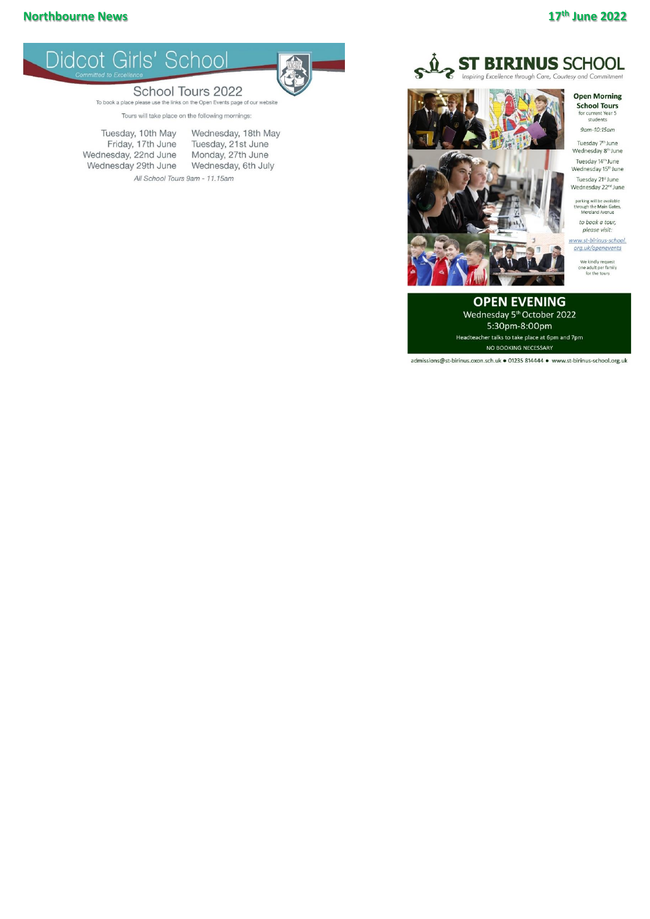## Didcot Girls' School

*Committed to Excellence*

### School Tours 2022

To book a place please use the links on the Open Events page of our website

Tours will take place on the following mornings:

| | |
|---|---|
| Tuesday, 10th May | Wednesday, 18th May |
| Friday, 17th June | Tuesday, 21st June |
| Wednesday, 22nd June | Monday, 27th June |
| Wednesday 29th June | Wednesday, 6th July |

*All School Tours 9am - 11.15am*

## ST BIRINUS SCHOOL

*Inspiring Excellence through Care, Courtesy and Commitment*

**Open Morning School Tours**

for current Year 5 students

*9am-10:15am*

Tuesday 7th June
Wednesday 8th June

Tuesday 14th June
Wednesday 15th June

Tuesday 21st June
Wednesday 22nd June

parking will be available through the Main Gates, Mereland Avenue

*to book a tour, please visit:*

*www.st-birinus-school.org.uk/openevents*

We kindly request one adult per family for the tours

### OPEN EVENING

Wednesday 5th October 2022

5:30pm-8:00pm

Headteacher talks to take place at 6pm and 7pm

NO BOOKING NECESSARY

admissions@st-birinus.oxon.sch.uk • 01235 814444 • www.st-birinus-school.org.uk